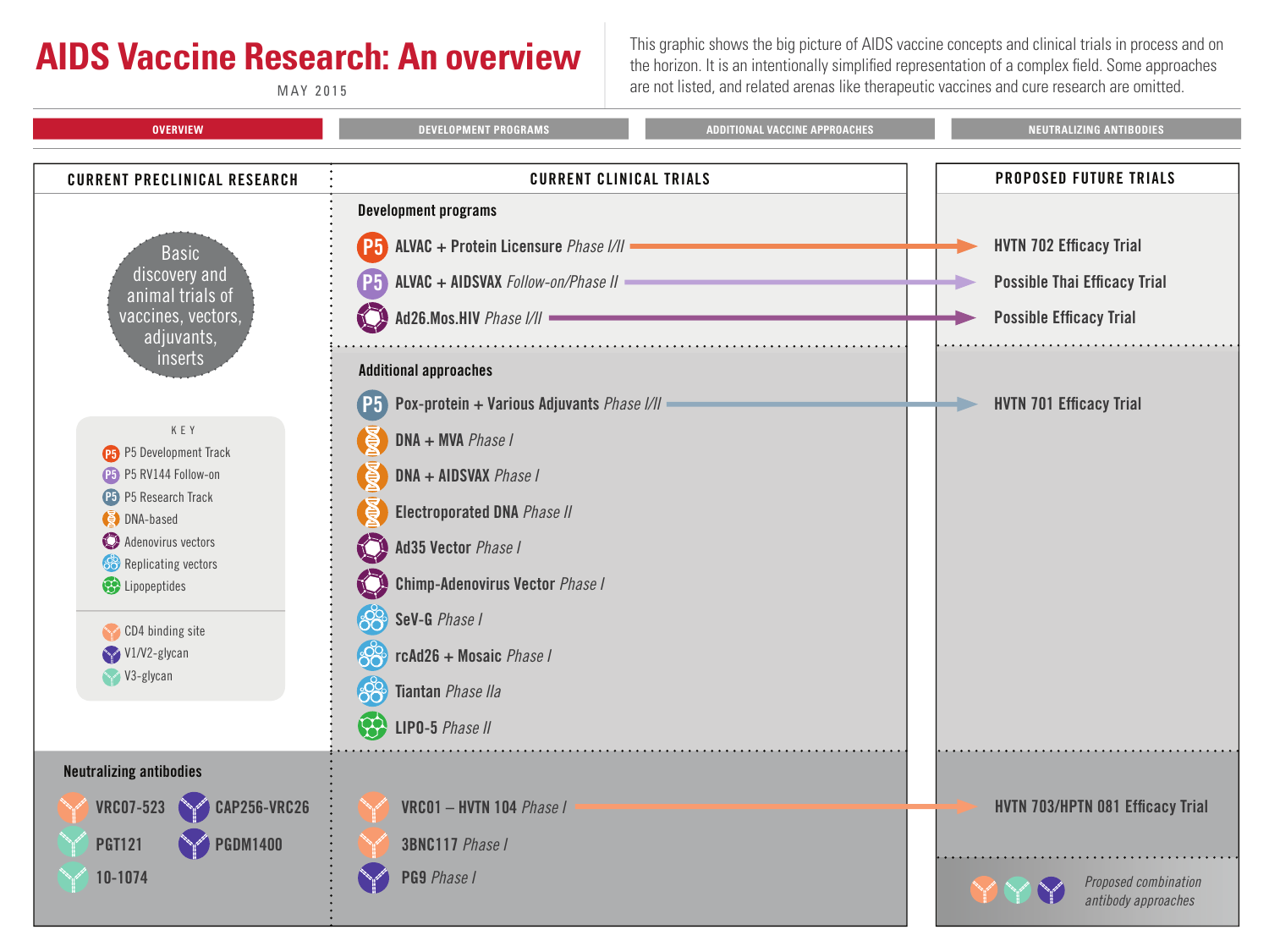# AIDS Vaccine Research: An overview

MAY 2015

This graphic shows the big picture of AIDS vaccine concepts and clinical trials in process and on the horizon. It is an intentionally simplified representation of a complex field. Some approaches are not listed, and related arenas like therapeutic vaccines and cure research are omitted.

**OVERVIEW** | DEVELOPMENT PROGRAMS | ADDITIONAL VACCINE APPROACHES | NEUTRALIZING ANTIBODIES

## CURRENT PRECLINICAL RESEARCH

Basic discovery and animal trials of vaccines, vectors, adjuvants, inserts

**KEY**

- P5 Development Track
- P5 RV144 Follow-on
- P5 Research Track
- DNA-based
- Adenovirus vectors
- Replicating vectors
- Lipopeptides

- CD4 binding site
- V1/V2-glycan
- V3-glycan

### Neutralizing antibodies

- VRC07-523
- CAP256-VRC26
- PGT121
- PGDM1400
- 10-1074

## CURRENT CLINICAL TRIALS

### Development programs

| Current Clinical Trial | Proposed Future Trial |
|---|---|
| ALVAC + Protein Licensure *Phase I/II* | HVTN 702 Efficacy Trial |
| ALVAC + AIDSVAX *Follow-on/Phase II* | Possible Thai Efficacy Trial |
| Ad26.Mos.HIV *Phase I/II* | Possible Efficacy Trial |

### Additional approaches

| Current Clinical Trial | Proposed Future Trial |
|---|---|
| Pox-protein + Various Adjuvants *Phase I/II* | HVTN 701 Efficacy Trial |
| DNA + MVA *Phase I* | |
| DNA + AIDSVAX *Phase I* | |
| Electroporated DNA *Phase II* | |
| Ad35 Vector *Phase I* | |
| Chimp-Adenovirus Vector *Phase I* | |
| SeV-G *Phase I* | |
| rcAd26 + Mosaic *Phase I* | |
| Tiantan *Phase IIa* | |
| LIPO-5 *Phase II* | |

### Neutralizing antibodies

| Current Clinical Trial | Proposed Future Trial |
|---|---|
| VRC01 – HVTN 104 *Phase I* | HVTN 703/HPTN 081 Efficacy Trial |
| 3BNC117 *Phase I* | |
| PG9 *Phase I* | |
| | *Proposed combination antibody approaches* |

## PROPOSED FUTURE TRIALS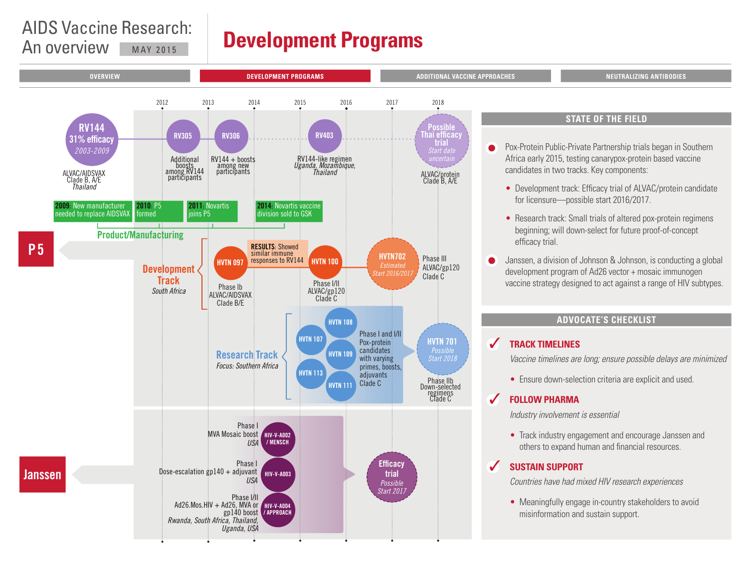# AIDS Vaccine Research: An overview

MAY 2015

# Development Programs

OVERVIEW | DEVELOPMENT PROGRAMS | ADDITIONAL VACCINE APPROACHES | NEUTRALIZING ANTIBODIES

2012 | 2013 | 2014 | 2015 | 2016 | 2017 | 2018

## P5

**RV144** 31% efficacy *2003-2009*
ALVAC/AIDSVAX Clade B, A/E *Thailand*

**RV305** Additional boosts among RV144 participants

**RV306** RV144 + boosts among new participants

**RV403** RV144-like regimen *Uganda, Mozambique, Thailand*

**Possible Thai efficacy trial** *Start date uncertain*
ALVAC/protein Clade B, A/E

**Product/Manufacturing**

- **2009**: New manufacturer needed to replace AIDSVAX
- **2010**: P5 formed
- **2011**: Novartis joins P5
- **2014**: Novartis vaccine division sold to GSK

**Development Track**
*South Africa*

**HVTN 097** Phase Ib ALVAC/AIDSVAX Clade B/E

**RESULTS**: Showed similar immune responses to RV144

**HVTN 100** Phase I/II ALVAC/gp120 Clade C

**HVTN702** *Estimated Start 2016/2017*
Phase III ALVAC/gp120 Clade C

**Research Track**
*Focus: Southern Africa*

**HVTN 108**, **HVTN 107**, **HVTN 109**, **HVTN 113**, **HVTN 111**
Phase I and I/II Pox-protein candidates with varying primes, boosts, adjuvants Clade C

**HVTN 701** *Possible Start 2018*
Phase IIb Down-selected regimens Clade C

## Janssen

**HIV-V-A002 / MENSCH** Phase I MVA Mosaic boost *USA*

**HIV-V-A003** Phase I Dose-escalation gp140 + adjuvant *USA*

**HIV-V-A004 / APPROACH** Phase I/II Ad26.Mos.HIV + Ad26, MVA or gp140 boost *Rwanda, South Africa, Thailand, Uganda, USA*

**Efficacy trial** *Possible Start 2017*

## STATE OF THE FIELD

- Pox-Protein Public-Private Partnership trials began in Southern Africa early 2015, testing canarypox-protein based vaccine candidates in two tracks. Key components:
  - Development track: Efficacy trial of ALVAC/protein candidate for licensure—possible start 2016/2017.
  - Research track: Small trials of altered pox-protein regimens beginning; will down-select for future proof-of-concept efficacy trial.
- Janssen, a division of Johnson & Johnson, is conducting a global development program of Ad26 vector + mosaic immunogen vaccine strategy designed to act against a range of HIV subtypes.

## ADVOCATE'S CHECKLIST

✔ **TRACK TIMELINES**

*Vaccine timelines are long; ensure possible delays are minimized*

- Ensure down-selection criteria are explicit and used.

✔ **FOLLOW PHARMA**

*Industry involvement is essential*

- Track industry engagement and encourage Janssen and others to expand human and financial resources.

✔ **SUSTAIN SUPPORT**

*Countries have had mixed HIV research experiences*

- Meaningfully engage in-country stakeholders to avoid misinformation and sustain support.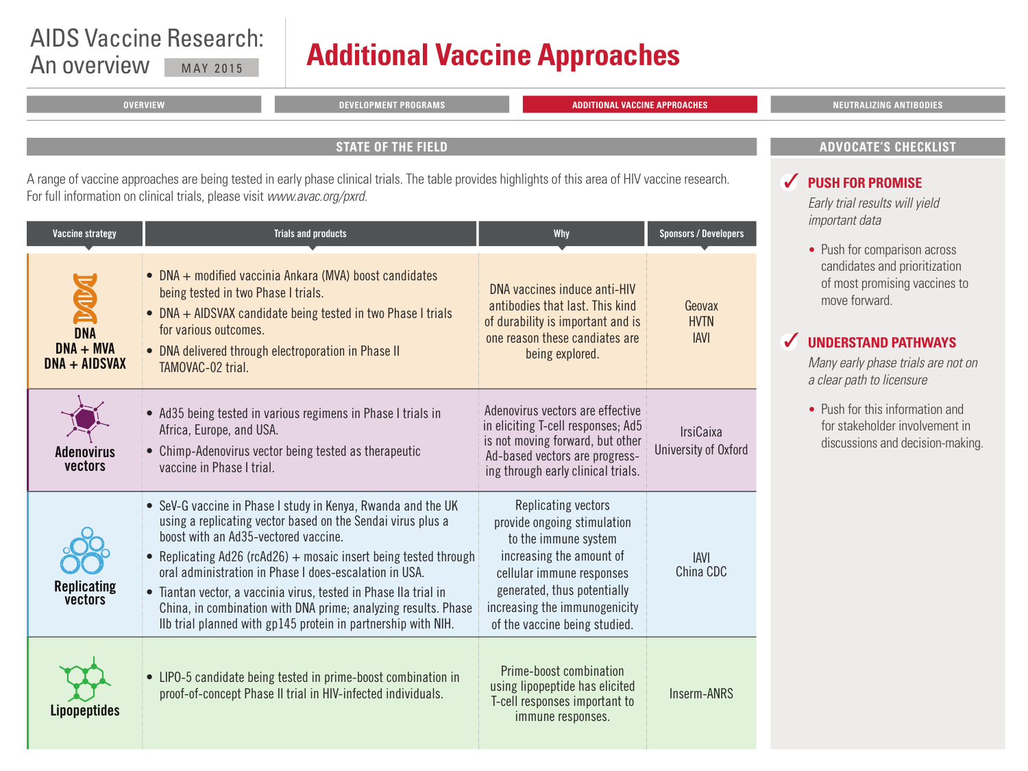# AIDS Vaccine Research: An overview

MAY 2015

# Additional Vaccine Approaches

OVERVIEW | DEVELOPMENT PROGRAMS | ADDITIONAL VACCINE APPROACHES | NEUTRALIZING ANTIBODIES

## STATE OF THE FIELD

A range of vaccine approaches are being tested in early phase clinical trials. The table provides highlights of this area of HIV vaccine research. For full information on clinical trials, please visit *www.avac.org/pxrd.*

| Vaccine strategy | Trials and products | Why | Sponsors / Developers |
|---|---|---|---|
| **DNA**<br>**DNA + MVA**<br>**DNA + AIDSVAX** | • DNA + modified vaccinia Ankara (MVA) boost candidates being tested in two Phase I trials.<br>• DNA + AIDSVAX candidate being tested in two Phase I trials for various outcomes.<br>• DNA delivered through electroporation in Phase II TAMOVAC-02 trial. | DNA vaccines induce anti-HIV antibodies that last. This kind of durability is important and is one reason these candiates are being explored. | Geovax<br>HVTN<br>IAVI |
| **Adenovirus vectors** | • Ad35 being tested in various regimens in Phase I trials in Africa, Europe, and USA.<br>• Chimp-Adenovirus vector being tested as therapeutic vaccine in Phase I trial. | Adenovirus vectors are effective in eliciting T-cell responses; Ad5 is not moving forward, but other Ad-based vectors are progressing through early clinical trials. | IrsiCaixa<br>University of Oxford |
| **Replicating vectors** | • SeV-G vaccine in Phase I study in Kenya, Rwanda and the UK using a replicating vector based on the Sendai virus plus a boost with an Ad35-vectored vaccine.<br>• Replicating Ad26 (rcAd26) + mosaic insert being tested through oral administration in Phase I does-escalation in USA.<br>• Tiantan vector, a vaccinia virus, tested in Phase IIa trial in China, in combination with DNA prime; analyzing results. Phase IIb trial planned with gp145 protein in partnership with NIH. | Replicating vectors provide ongoing stimulation to the immune system increasing the amount of cellular immune responses generated, thus potentially increasing the immunogenicity of the vaccine being studied. | IAVI<br>China CDC |
| **Lipopeptides** | • LIPO-5 candidate being tested in prime-boost combination in proof-of-concept Phase II trial in HIV-infected individuals. | Prime-boost combination using lipopeptide has elicited T-cell responses important to immune responses. | Inserm-ANRS |

## ADVOCATE'S CHECKLIST

### ✓ PUSH FOR PROMISE

*Early trial results will yield important data*

- Push for comparison across candidates and prioritization of most promising vaccines to move forward.

### ✓ UNDERSTAND PATHWAYS

*Many early phase trials are not on a clear path to licensure*

- Push for this information and for stakeholder involvement in discussions and decision-making.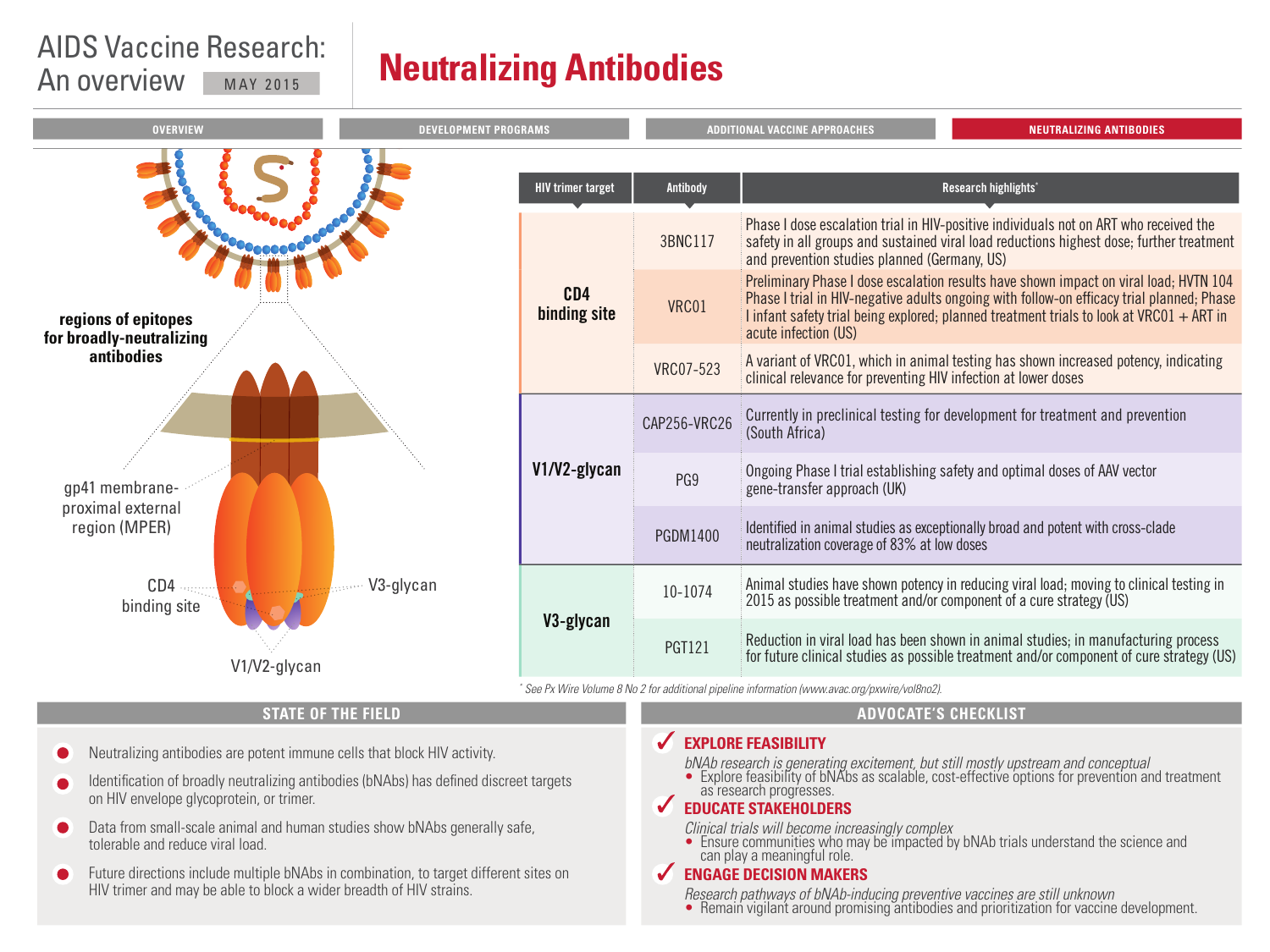# AIDS Vaccine Research: An overview

MAY 2015

# Neutralizing Antibodies

OVERVIEW | DEVELOPMENT PROGRAMS | ADDITIONAL VACCINE APPROACHES | **NEUTRALIZING ANTIBODIES**

**regions of epitopes for broadly-neutralizing antibodies**

gp41 membrane-proximal external region (MPER)

CD4 binding site

V3-glycan

V1/V2-glycan

| HIV trimer target | Antibody | Research highlights* |
|---|---|---|
| **CD4 binding site** | 3BNC117 | Phase I dose escalation trial in HIV-positive individuals not on ART who received the safety in all groups and sustained viral load reductions highest dose; further treatment and prevention studies planned (Germany, US) |
| | VRC01 | Preliminary Phase I dose escalation results have shown impact on viral load; HVTN 104 Phase I trial in HIV-negative adults ongoing with follow-on efficacy trial planned; Phase I infant safety trial being explored; planned treatment trials to look at VRC01 + ART in acute infection (US) |
| | VRC07-523 | A variant of VRC01, which in animal testing has shown increased potency, indicating clinical relevance for preventing HIV infection at lower doses |
| **V1/V2-glycan** | CAP256-VRC26 | Currently in preclinical testing for development for treatment and prevention (South Africa) |
| | PG9 | Ongoing Phase I trial establishing safety and optimal doses of AAV vector gene-transfer approach (UK) |
| | PGDM1400 | Identified in animal studies as exceptionally broad and potent with cross-clade neutralization coverage of 83% at low doses |
| **V3-glycan** | 10-1074 | Animal studies have shown potency in reducing viral load; moving to clinical testing in 2015 as possible treatment and/or component of a cure strategy (US) |
| | PGT121 | Reduction in viral load has been shown in animal studies; in manufacturing process for future clinical studies as possible treatment and/or component of cure strategy (US) |

*\* See Px Wire Volume 8 No 2 for additional pipeline information (www.avac.org/pxwire/vol8no2).*

## STATE OF THE FIELD

- Neutralizing antibodies are potent immune cells that block HIV activity.
- Identification of broadly neutralizing antibodies (bNAbs) has defined discreet targets on HIV envelope glycoprotein, or trimer.
- Data from small-scale animal and human studies show bNAbs generally safe, tolerable and reduce viral load.
- Future directions include multiple bNAbs in combination, to target different sites on HIV trimer and may be able to block a wider breadth of HIV strains.

## ADVOCATE'S CHECKLIST

### ✓ EXPLORE FEASIBILITY

*bNAb research is generating excitement, but still mostly upstream and conceptual*

- Explore feasibility of bNAbs as scalable, cost-effective options for prevention and treatment as research progresses.

### ✓ EDUCATE STAKEHOLDERS

*Clinical trials will become increasingly complex*

- Ensure communities who may be impacted by bNAb trials understand the science and can play a meaningful role.

### ✓ ENGAGE DECISION MAKERS

*Research pathways of bNAb-inducing preventive vaccines are still unknown*

- Remain vigilant around promising antibodies and prioritization for vaccine development.